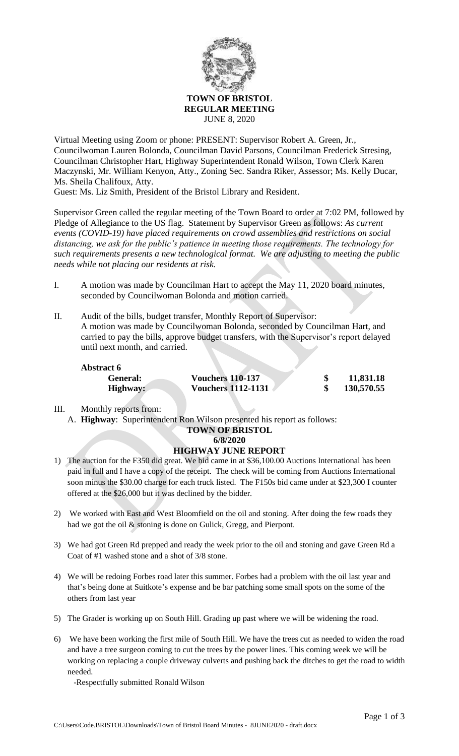# TOWN OF BRISTOL
## REGULAR MEETING
JUNE 8, 2020

Virtual Meeting using Zoom or phone: PRESENT: Supervisor Robert A. Green, Jr., Councilwoman Lauren Bolonda, Councilman David Parsons, Councilman Frederick Stresing, Councilman Christopher Hart, Highway Superintendent Ronald Wilson, Town Clerk Karen Maczynski, Mr. William Kenyon, Atty., Zoning Sec. Sandra Riker, Assessor; Ms. Kelly Ducar, Ms. Sheila Chalifoux, Atty.
Guest: Ms. Liz Smith, President of the Bristol Library and Resident.

Supervisor Green called the regular meeting of the Town Board to order at 7:02 PM, followed by Pledge of Allegiance to the US flag. Statement by Supervisor Green as follows: *As current events (COVID-19) have placed requirements on crowd assemblies and restrictions on social distancing, we ask for the public's patience in meeting those requirements. The technology for such requirements presents a new technological format. We are adjusting to meeting the public needs while not placing our residents at risk.*

I. A motion was made by Councilman Hart to accept the May 11, 2020 board minutes, seconded by Councilwoman Bolonda and motion carried.

II. Audit of the bills, budget transfer, Monthly Report of Supervisor:
A motion was made by Councilwoman Bolonda, seconded by Councilman Hart, and carried to pay the bills, approve budget transfers, with the Supervisor's report delayed until next month, and carried.

**Abstract 6**

| | | | |
|---|---|---|---|
| **General:** | **Vouchers 110-137** | **$** | **11,831.18** |
| **Highway:** | **Vouchers 1112-1131** | **$** | **130,570.55** |

III. Monthly reports from:

A. **Highway**: Superintendent Ron Wilson presented his report as follows:

**TOWN OF BRISTOL**
**6/8/2020**
**HIGHWAY JUNE REPORT**

1) The auction for the F350 did great. We bid came in at $36,100.00 Auctions International has been paid in full and I have a copy of the receipt. The check will be coming from Auctions International soon minus the $30.00 charge for each truck listed. The F150s bid came under at $23,300 I counter offered at the $26,000 but it was declined by the bidder.

2) We worked with East and West Bloomfield on the oil and stoning. After doing the few roads they had we got the oil & stoning is done on Gulick, Gregg, and Pierpont.

3) We had got Green Rd prepped and ready the week prior to the oil and stoning and gave Green Rd a Coat of #1 washed stone and a shot of 3/8 stone.

4) We will be redoing Forbes road later this summer. Forbes had a problem with the oil last year and that's being done at Suitkote's expense and be bar patching some small spots on the some of the others from last year

5) The Grader is working up on South Hill. Grading up past where we will be widening the road.

6) We have been working the first mile of South Hill. We have the trees cut as needed to widen the road and have a tree surgeon coming to cut the trees by the power lines. This coming week we will be working on replacing a couple driveway culverts and pushing back the ditches to get the road to width needed.

-Respectfully submitted Ronald Wilson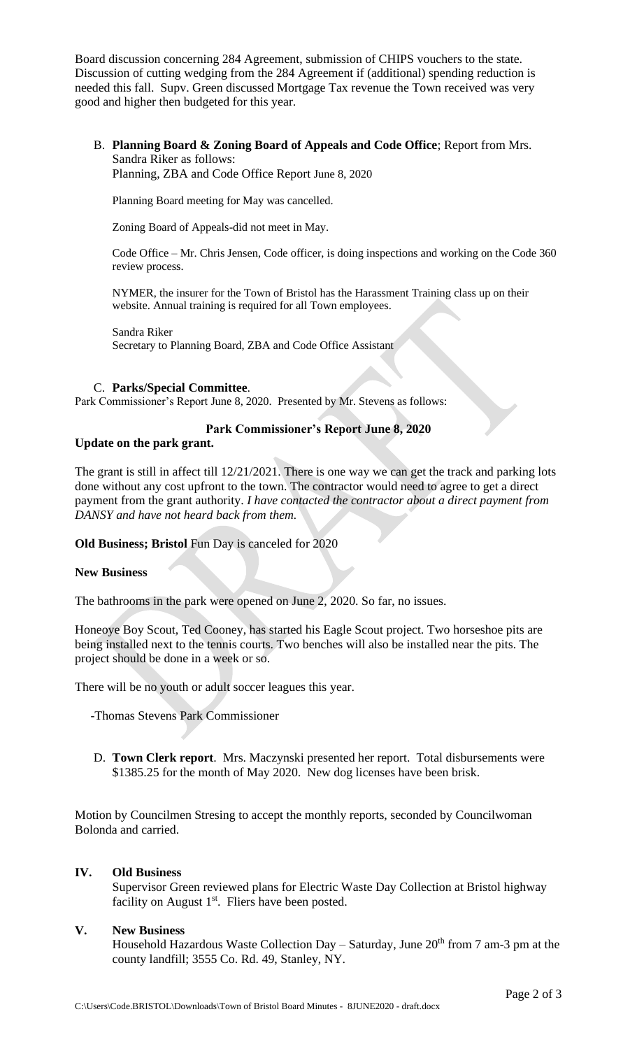Board discussion concerning 284 Agreement, submission of CHIPS vouchers to the state. Discussion of cutting wedging from the 284 Agreement if (additional) spending reduction is needed this fall. Supv. Green discussed Mortgage Tax revenue the Town received was very good and higher then budgeted for this year.

B. **Planning Board & Zoning Board of Appeals and Code Office**; Report from Mrs. Sandra Riker as follows:
Planning, ZBA and Code Office Report June 8, 2020

Planning Board meeting for May was cancelled.

Zoning Board of Appeals-did not meet in May.

Code Office – Mr. Chris Jensen, Code officer, is doing inspections and working on the Code 360 review process.

NYMER, the insurer for the Town of Bristol has the Harassment Training class up on their website. Annual training is required for all Town employees.

Sandra Riker
Secretary to Planning Board, ZBA and Code Office Assistant

C. **Parks/Special Committee**.
Park Commissioner's Report June 8, 2020. Presented by Mr. Stevens as follows:

**Park Commissioner's Report June 8, 2020**

**Update on the park grant.**

The grant is still in affect till 12/21/2021. There is one way we can get the track and parking lots done without any cost upfront to the town. The contractor would need to agree to get a direct payment from the grant authority. *I have contacted the contractor about a direct payment from DANSY and have not heard back from them.*

**Old Business; Bristol** Fun Day is canceled for 2020

**New Business**

The bathrooms in the park were opened on June 2, 2020. So far, no issues.

Honeoye Boy Scout, Ted Cooney, has started his Eagle Scout project. Two horseshoe pits are being installed next to the tennis courts. Two benches will also be installed near the pits. The project should be done in a week or so.

There will be no youth or adult soccer leagues this year.

-Thomas Stevens Park Commissioner

D. **Town Clerk report**. Mrs. Maczynski presented her report. Total disbursements were $1385.25 for the month of May 2020. New dog licenses have been brisk.

Motion by Councilmen Stresing to accept the monthly reports, seconded by Councilwoman Bolonda and carried.

## IV. Old Business

Supervisor Green reviewed plans for Electric Waste Day Collection at Bristol highway facility on August 1st. Fliers have been posted.

## V. New Business

Household Hazardous Waste Collection Day – Saturday, June 20th from 7 am-3 pm at the county landfill; 3555 Co. Rd. 49, Stanley, NY.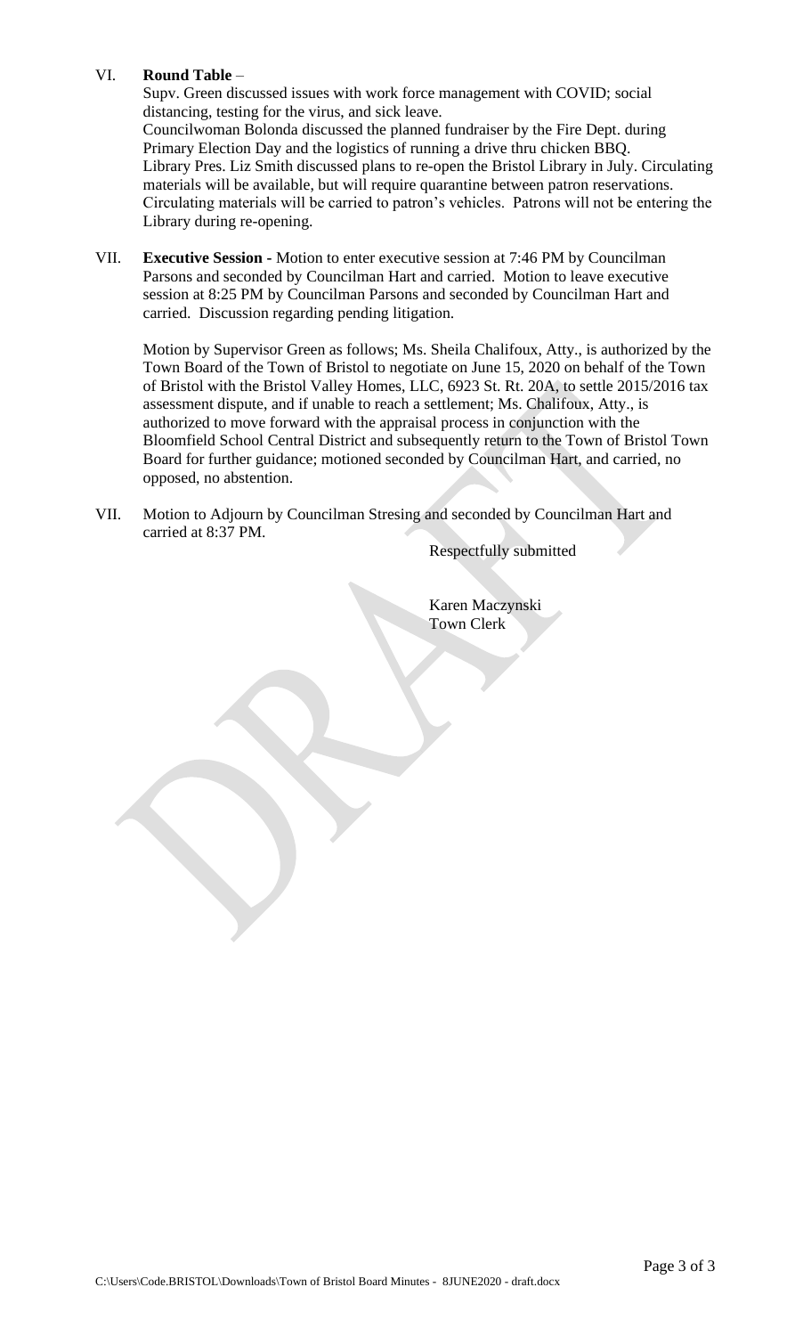VI. **Round Table** –

Supv. Green discussed issues with work force management with COVID; social distancing, testing for the virus, and sick leave.

Councilwoman Bolonda discussed the planned fundraiser by the Fire Dept. during Primary Election Day and the logistics of running a drive thru chicken BBQ.

Library Pres. Liz Smith discussed plans to re-open the Bristol Library in July. Circulating materials will be available, but will require quarantine between patron reservations. Circulating materials will be carried to patron's vehicles. Patrons will not be entering the Library during re-opening.

VII. **Executive Session -** Motion to enter executive session at 7:46 PM by Councilman Parsons and seconded by Councilman Hart and carried. Motion to leave executive session at 8:25 PM by Councilman Parsons and seconded by Councilman Hart and carried. Discussion regarding pending litigation.

Motion by Supervisor Green as follows; Ms. Sheila Chalifoux, Atty., is authorized by the Town Board of the Town of Bristol to negotiate on June 15, 2020 on behalf of the Town of Bristol with the Bristol Valley Homes, LLC, 6923 St. Rt. 20A, to settle 2015/2016 tax assessment dispute, and if unable to reach a settlement; Ms. Chalifoux, Atty., is authorized to move forward with the appraisal process in conjunction with the Bloomfield School Central District and subsequently return to the Town of Bristol Town Board for further guidance; motioned seconded by Councilman Hart, and carried, no opposed, no abstention.

VII. Motion to Adjourn by Councilman Stresing and seconded by Councilman Hart and carried at 8:37 PM.

Respectfully submitted

Karen Maczynski
Town Clerk

DRAFT

C:\Users\Code.BRISTOL\Downloads\Town of Bristol Board Minutes - 8JUNE2020 - draft.docx